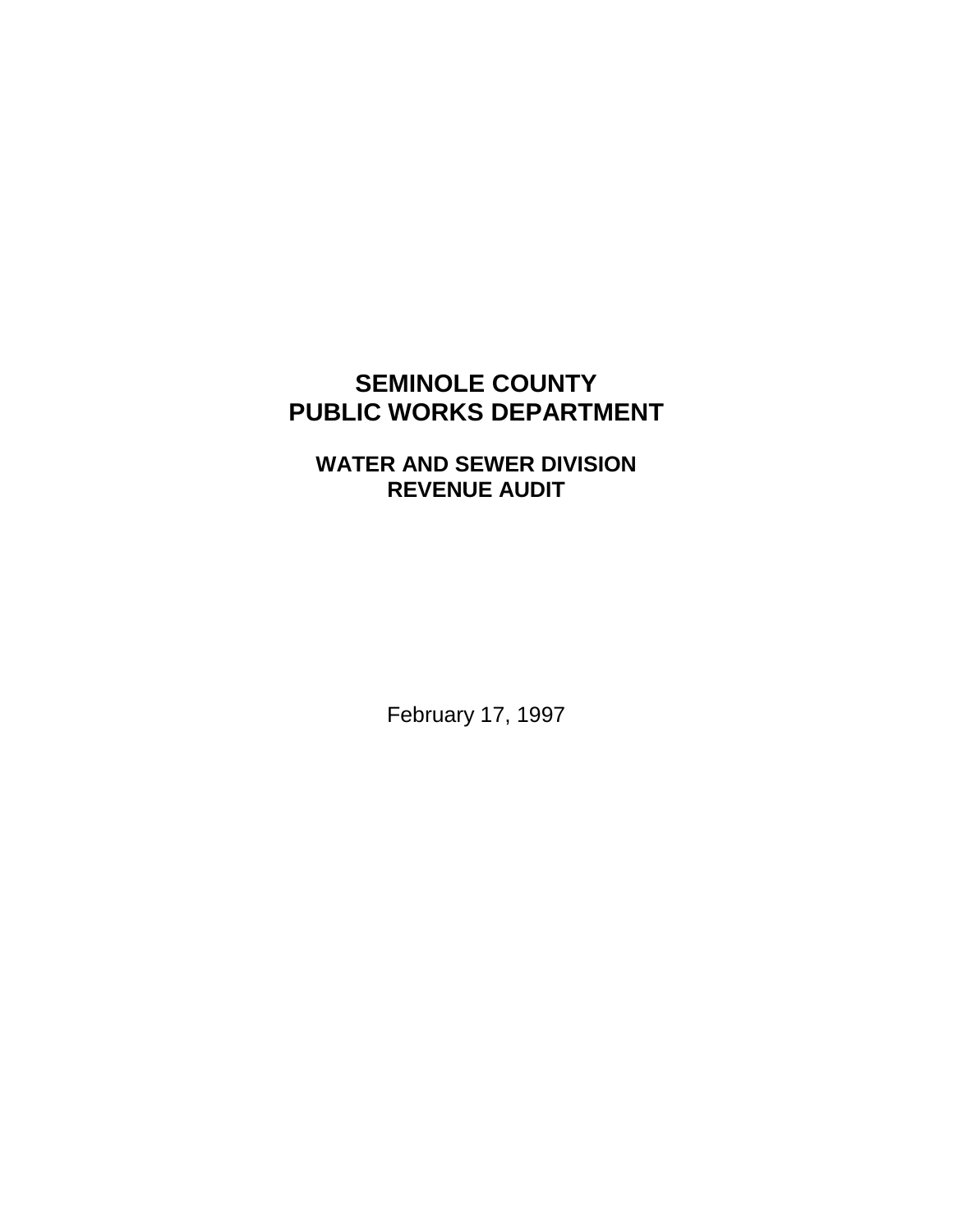# SEMINOLE COUNTY
# PUBLIC WORKS DEPARTMENT

## WATER AND SEWER DIVISION
## REVENUE AUDIT

February 17, 1997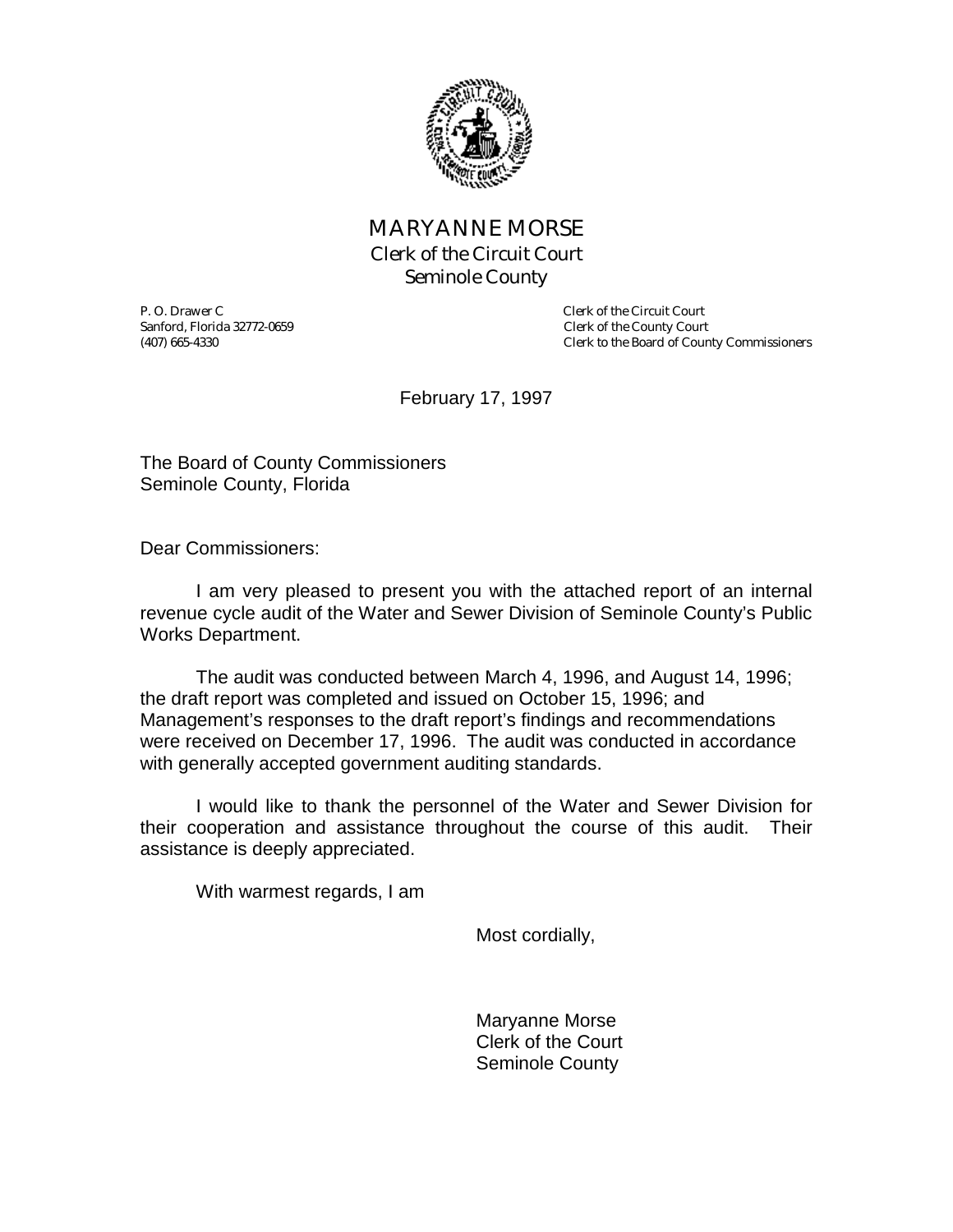# MARYANNE MORSE

**Clerk of the Circuit Court**
**Seminole County**

P. O. Drawer C
Sanford, Florida 32772-0659
(407) 665-4330

Clerk of the Circuit Court
Clerk of the County Court
Clerk to the Board of County Commissioners

February 17, 1997

The Board of County Commissioners
Seminole County, Florida

Dear Commissioners:

I am very pleased to present you with the attached report of an internal revenue cycle audit of the Water and Sewer Division of Seminole County's Public Works Department.

The audit was conducted between March 4, 1996, and August 14, 1996; the draft report was completed and issued on October 15, 1996; and Management's responses to the draft report's findings and recommendations were received on December 17, 1996. The audit was conducted in accordance with generally accepted government auditing standards.

I would like to thank the personnel of the Water and Sewer Division for their cooperation and assistance throughout the course of this audit. Their assistance is deeply appreciated.

With warmest regards, I am

Most cordially,

Maryanne Morse
Clerk of the Court
Seminole County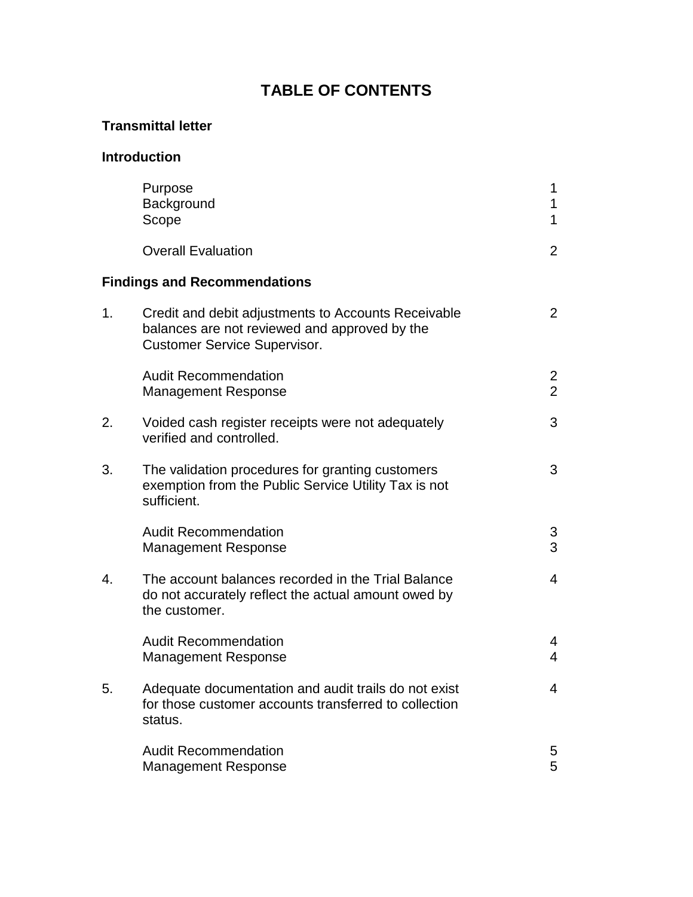# TABLE OF CONTENTS

**Transmittal letter**

**Introduction**

| | | |
|---|---|---|
| | Purpose | 1 |
| | Background | 1 |
| | Scope | 1 |
| | Overall Evaluation | 2 |

**Findings and Recommendations**

| | | |
|---|---|---|
| 1. | Credit and debit adjustments to Accounts Receivable balances are not reviewed and approved by the Customer Service Supervisor. | 2 |
| | Audit Recommendation | 2 |
| | Management Response | 2 |
| 2. | Voided cash register receipts were not adequately verified and controlled. | 3 |
| 3. | The validation procedures for granting customers exemption from the Public Service Utility Tax is not sufficient. | 3 |
| | Audit Recommendation | 3 |
| | Management Response | 3 |
| 4. | The account balances recorded in the Trial Balance do not accurately reflect the actual amount owed by the customer. | 4 |
| | Audit Recommendation | 4 |
| | Management Response | 4 |
| 5. | Adequate documentation and audit trails do not exist for those customer accounts transferred to collection status. | 4 |
| | Audit Recommendation | 5 |
| | Management Response | 5 |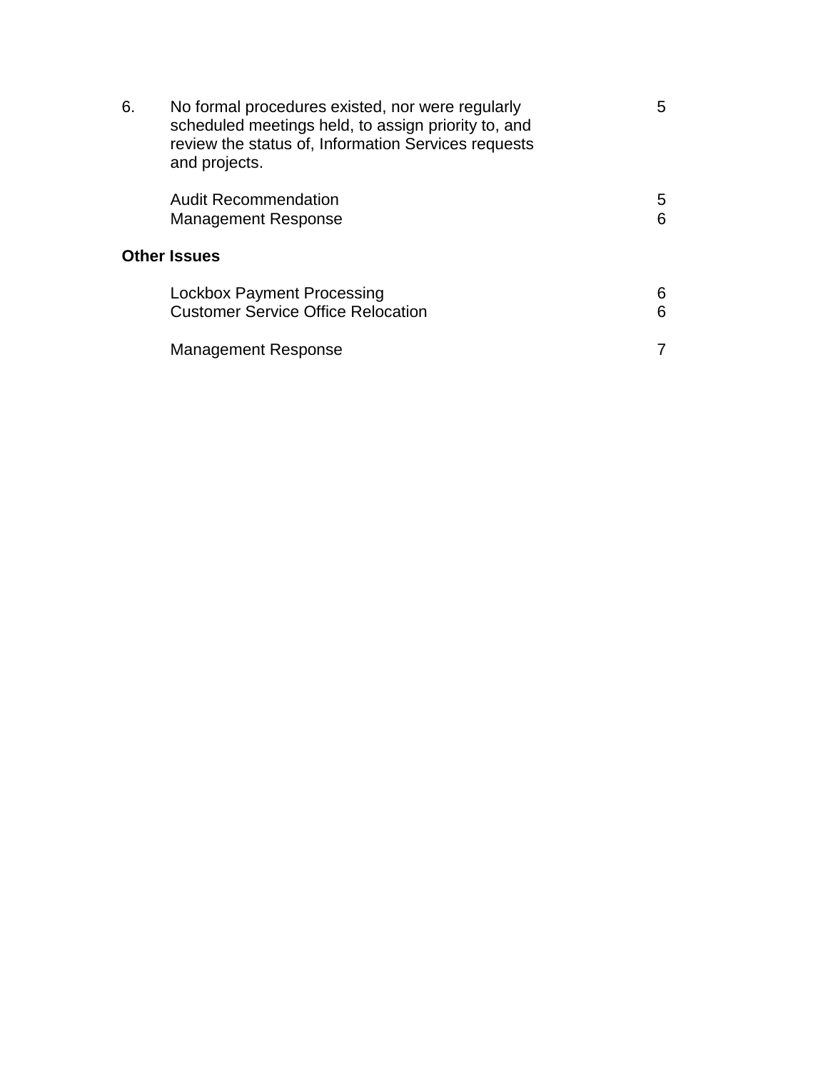| | | |
|---|---|---|
| 6. | No formal procedures existed, nor were regularly scheduled meetings held, to assign priority to, and review the status of, Information Services requests and projects. | 5 |
| | Audit Recommendation | 5 |
| | Management Response | 6 |

**Other Issues**

| | |
|---|---|
| Lockbox Payment Processing | 6 |
| Customer Service Office Relocation | 6 |
| Management Response | 7 |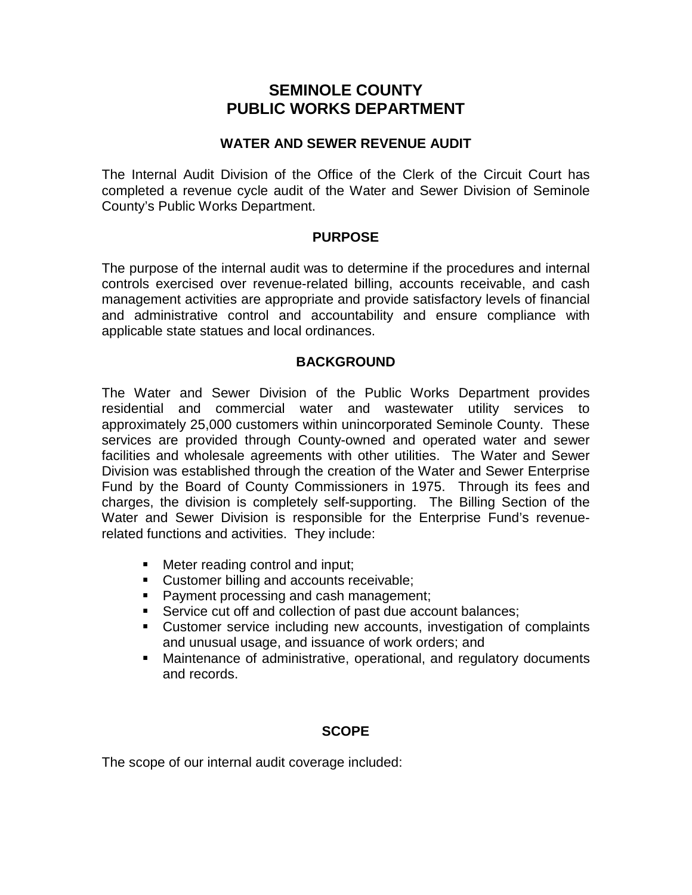# SEMINOLE COUNTY
# PUBLIC WORKS DEPARTMENT

## WATER AND SEWER REVENUE AUDIT

The Internal Audit Division of the Office of the Clerk of the Circuit Court has completed a revenue cycle audit of the Water and Sewer Division of Seminole County's Public Works Department.

## PURPOSE

The purpose of the internal audit was to determine if the procedures and internal controls exercised over revenue-related billing, accounts receivable, and cash management activities are appropriate and provide satisfactory levels of financial and administrative control and accountability and ensure compliance with applicable state statues and local ordinances.

## BACKGROUND

The Water and Sewer Division of the Public Works Department provides residential and commercial water and wastewater utility services to approximately 25,000 customers within unincorporated Seminole County. These services are provided through County-owned and operated water and sewer facilities and wholesale agreements with other utilities. The Water and Sewer Division was established through the creation of the Water and Sewer Enterprise Fund by the Board of County Commissioners in 1975. Through its fees and charges, the division is completely self-supporting. The Billing Section of the Water and Sewer Division is responsible for the Enterprise Fund's revenue-related functions and activities. They include:

- Meter reading control and input;
- Customer billing and accounts receivable;
- Payment processing and cash management;
- Service cut off and collection of past due account balances;
- Customer service including new accounts, investigation of complaints and unusual usage, and issuance of work orders; and
- Maintenance of administrative, operational, and regulatory documents and records.

## SCOPE

The scope of our internal audit coverage included: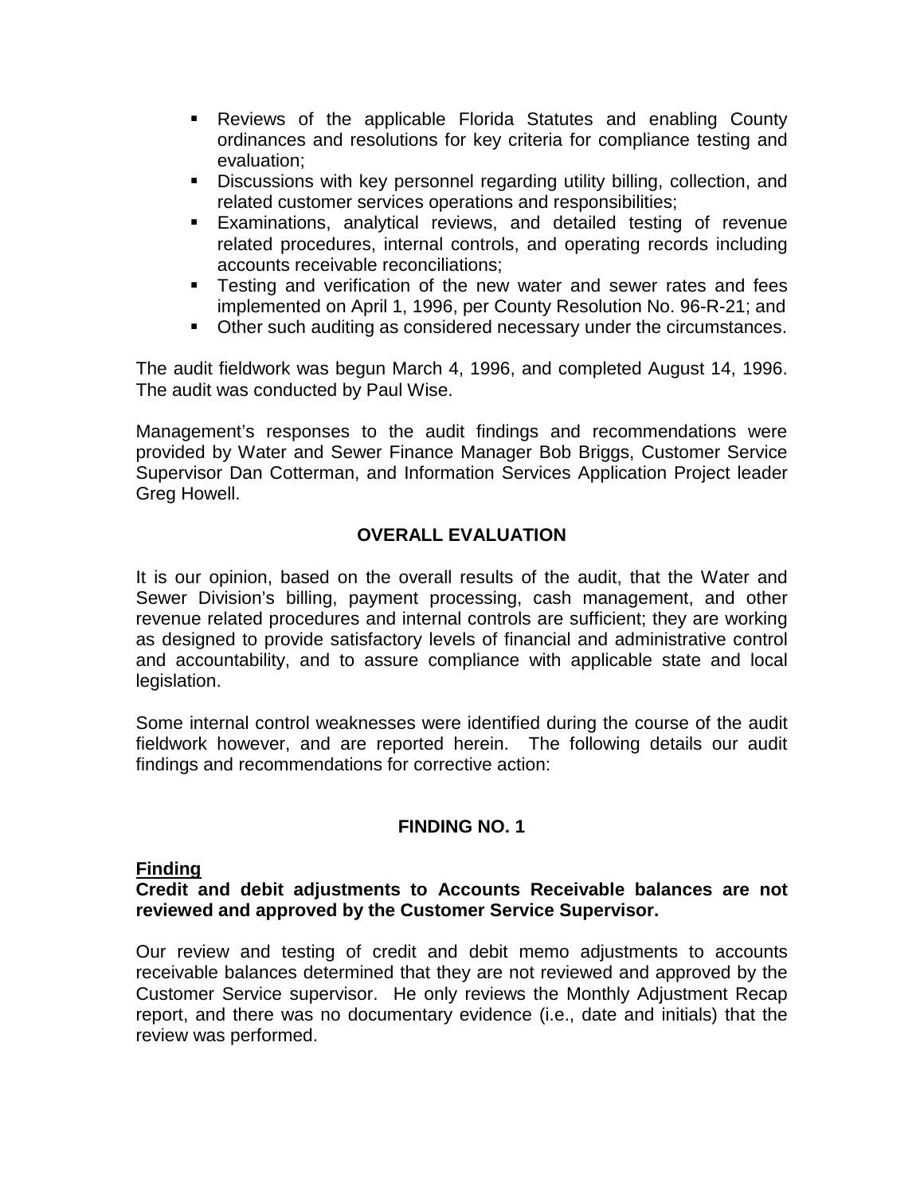- Reviews of the applicable Florida Statutes and enabling County ordinances and resolutions for key criteria for compliance testing and evaluation;
- Discussions with key personnel regarding utility billing, collection, and related customer services operations and responsibilities;
- Examinations, analytical reviews, and detailed testing of revenue related procedures, internal controls, and operating records including accounts receivable reconciliations;
- Testing and verification of the new water and sewer rates and fees implemented on April 1, 1996, per County Resolution No. 96-R-21; and
- Other such auditing as considered necessary under the circumstances.

The audit fieldwork was begun March 4, 1996, and completed August 14, 1996. The audit was conducted by Paul Wise.

Management's responses to the audit findings and recommendations were provided by Water and Sewer Finance Manager Bob Briggs, Customer Service Supervisor Dan Cotterman, and Information Services Application Project leader Greg Howell.

## OVERALL EVALUATION

It is our opinion, based on the overall results of the audit, that the Water and Sewer Division's billing, payment processing, cash management, and other revenue related procedures and internal controls are sufficient; they are working as designed to provide satisfactory levels of financial and administrative control and accountability, and to assure compliance with applicable state and local legislation.

Some internal control weaknesses were identified during the course of the audit fieldwork however, and are reported herein. The following details our audit findings and recommendations for corrective action:

## FINDING NO. 1

**Finding**

**Credit and debit adjustments to Accounts Receivable balances are not reviewed and approved by the Customer Service Supervisor.**

Our review and testing of credit and debit memo adjustments to accounts receivable balances determined that they are not reviewed and approved by the Customer Service supervisor. He only reviews the Monthly Adjustment Recap report, and there was no documentary evidence (i.e., date and initials) that the review was performed.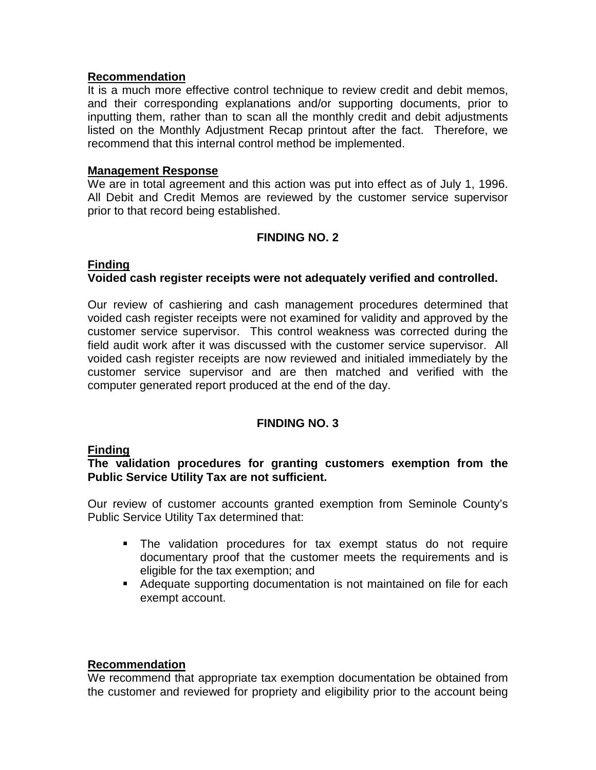**Recommendation**

It is a much more effective control technique to review credit and debit memos, and their corresponding explanations and/or supporting documents, prior to inputting them, rather than to scan all the monthly credit and debit adjustments listed on the Monthly Adjustment Recap printout after the fact. Therefore, we recommend that this internal control method be implemented.

**Management Response**

We are in total agreement and this action was put into effect as of July 1, 1996. All Debit and Credit Memos are reviewed by the customer service supervisor prior to that record being established.

### FINDING NO. 2

**Finding**

**Voided cash register receipts were not adequately verified and controlled.**

Our review of cashiering and cash management procedures determined that voided cash register receipts were not examined for validity and approved by the customer service supervisor. This control weakness was corrected during the field audit work after it was discussed with the customer service supervisor. All voided cash register receipts are now reviewed and initialed immediately by the customer service supervisor and are then matched and verified with the computer generated report produced at the end of the day.

### FINDING NO. 3

**Finding**

**The validation procedures for granting customers exemption from the Public Service Utility Tax are not sufficient.**

Our review of customer accounts granted exemption from Seminole County's Public Service Utility Tax determined that:

- The validation procedures for tax exempt status do not require documentary proof that the customer meets the requirements and is eligible for the tax exemption; and
- Adequate supporting documentation is not maintained on file for each exempt account.

**Recommendation**

We recommend that appropriate tax exemption documentation be obtained from the customer and reviewed for propriety and eligibility prior to the account being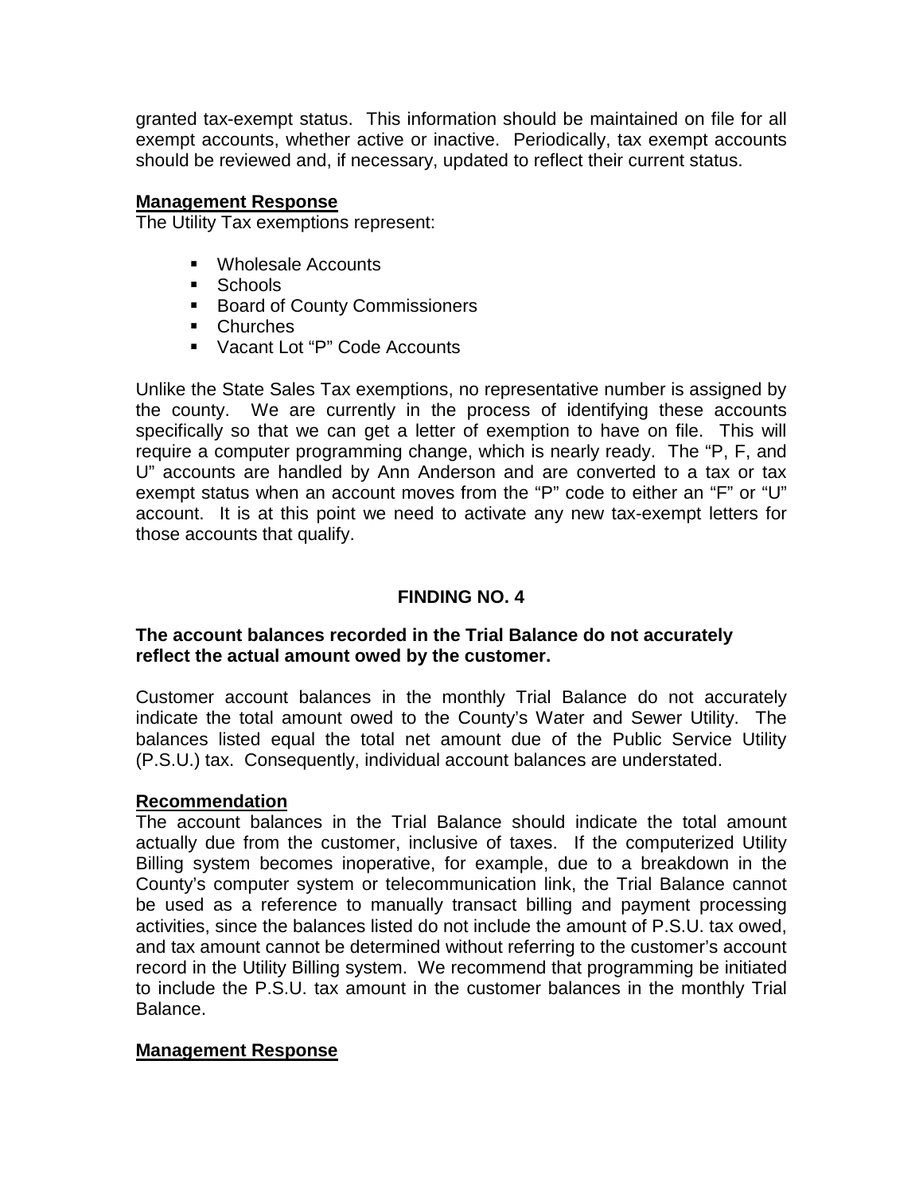granted tax-exempt status. This information should be maintained on file for all exempt accounts, whether active or inactive. Periodically, tax exempt accounts should be reviewed and, if necessary, updated to reflect their current status.

**Management Response**

The Utility Tax exemptions represent:

- Wholesale Accounts
- Schools
- Board of County Commissioners
- Churches
- Vacant Lot "P" Code Accounts

Unlike the State Sales Tax exemptions, no representative number is assigned by the county. We are currently in the process of identifying these accounts specifically so that we can get a letter of exemption to have on file. This will require a computer programming change, which is nearly ready. The "P, F, and U" accounts are handled by Ann Anderson and are converted to a tax or tax exempt status when an account moves from the "P" code to either an "F" or "U" account. It is at this point we need to activate any new tax-exempt letters for those accounts that qualify.

## FINDING NO. 4

**The account balances recorded in the Trial Balance do not accurately reflect the actual amount owed by the customer.**

Customer account balances in the monthly Trial Balance do not accurately indicate the total amount owed to the County's Water and Sewer Utility. The balances listed equal the total net amount due of the Public Service Utility (P.S.U.) tax. Consequently, individual account balances are understated.

**Recommendation**

The account balances in the Trial Balance should indicate the total amount actually due from the customer, inclusive of taxes. If the computerized Utility Billing system becomes inoperative, for example, due to a breakdown in the County's computer system or telecommunication link, the Trial Balance cannot be used as a reference to manually transact billing and payment processing activities, since the balances listed do not include the amount of P.S.U. tax owed, and tax amount cannot be determined without referring to the customer's account record in the Utility Billing system. We recommend that programming be initiated to include the P.S.U. tax amount in the customer balances in the monthly Trial Balance.

**Management Response**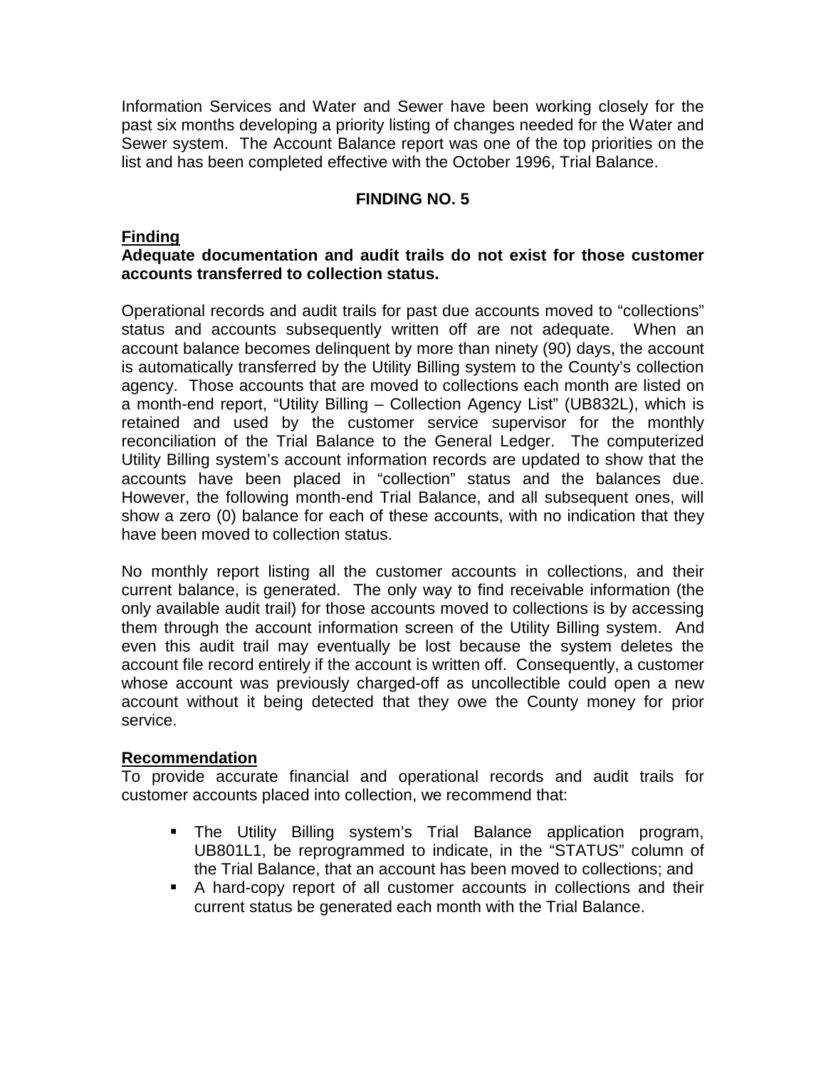Information Services and Water and Sewer have been working closely for the past six months developing a priority listing of changes needed for the Water and Sewer system. The Account Balance report was one of the top priorities on the list and has been completed effective with the October 1996, Trial Balance.

## FINDING NO. 5

**Finding**

**Adequate documentation and audit trails do not exist for those customer accounts transferred to collection status.**

Operational records and audit trails for past due accounts moved to "collections" status and accounts subsequently written off are not adequate. When an account balance becomes delinquent by more than ninety (90) days, the account is automatically transferred by the Utility Billing system to the County's collection agency. Those accounts that are moved to collections each month are listed on a month-end report, "Utility Billing – Collection Agency List" (UB832L), which is retained and used by the customer service supervisor for the monthly reconciliation of the Trial Balance to the General Ledger. The computerized Utility Billing system's account information records are updated to show that the accounts have been placed in "collection" status and the balances due. However, the following month-end Trial Balance, and all subsequent ones, will show a zero (0) balance for each of these accounts, with no indication that they have been moved to collection status.

No monthly report listing all the customer accounts in collections, and their current balance, is generated. The only way to find receivable information (the only available audit trail) for those accounts moved to collections is by accessing them through the account information screen of the Utility Billing system. And even this audit trail may eventually be lost because the system deletes the account file record entirely if the account is written off. Consequently, a customer whose account was previously charged-off as uncollectible could open a new account without it being detected that they owe the County money for prior service.

**Recommendation**

To provide accurate financial and operational records and audit trails for customer accounts placed into collection, we recommend that:

- The Utility Billing system's Trial Balance application program, UB801L1, be reprogrammed to indicate, in the "STATUS" column of the Trial Balance, that an account has been moved to collections; and
- A hard-copy report of all customer accounts in collections and their current status be generated each month with the Trial Balance.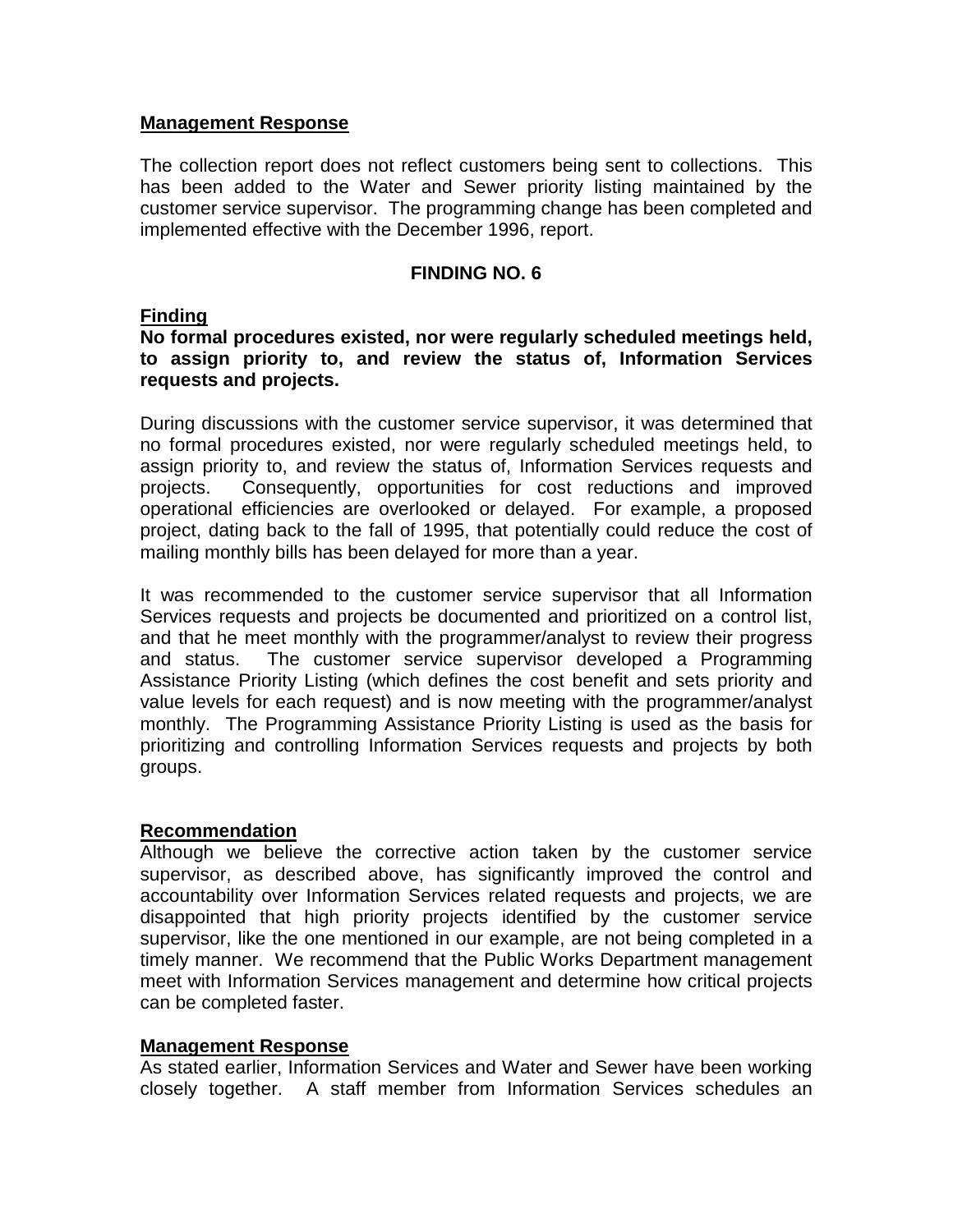**Management Response**

The collection report does not reflect customers being sent to collections. This has been added to the Water and Sewer priority listing maintained by the customer service supervisor. The programming change has been completed and implemented effective with the December 1996, report.

## FINDING NO. 6

**Finding**

**No formal procedures existed, nor were regularly scheduled meetings held, to assign priority to, and review the status of, Information Services requests and projects.**

During discussions with the customer service supervisor, it was determined that no formal procedures existed, nor were regularly scheduled meetings held, to assign priority to, and review the status of, Information Services requests and projects. Consequently, opportunities for cost reductions and improved operational efficiencies are overlooked or delayed. For example, a proposed project, dating back to the fall of 1995, that potentially could reduce the cost of mailing monthly bills has been delayed for more than a year.

It was recommended to the customer service supervisor that all Information Services requests and projects be documented and prioritized on a control list, and that he meet monthly with the programmer/analyst to review their progress and status. The customer service supervisor developed a Programming Assistance Priority Listing (which defines the cost benefit and sets priority and value levels for each request) and is now meeting with the programmer/analyst monthly. The Programming Assistance Priority Listing is used as the basis for prioritizing and controlling Information Services requests and projects by both groups.

**Recommendation**

Although we believe the corrective action taken by the customer service supervisor, as described above, has significantly improved the control and accountability over Information Services related requests and projects, we are disappointed that high priority projects identified by the customer service supervisor, like the one mentioned in our example, are not being completed in a timely manner. We recommend that the Public Works Department management meet with Information Services management and determine how critical projects can be completed faster.

**Management Response**

As stated earlier, Information Services and Water and Sewer have been working closely together. A staff member from Information Services schedules an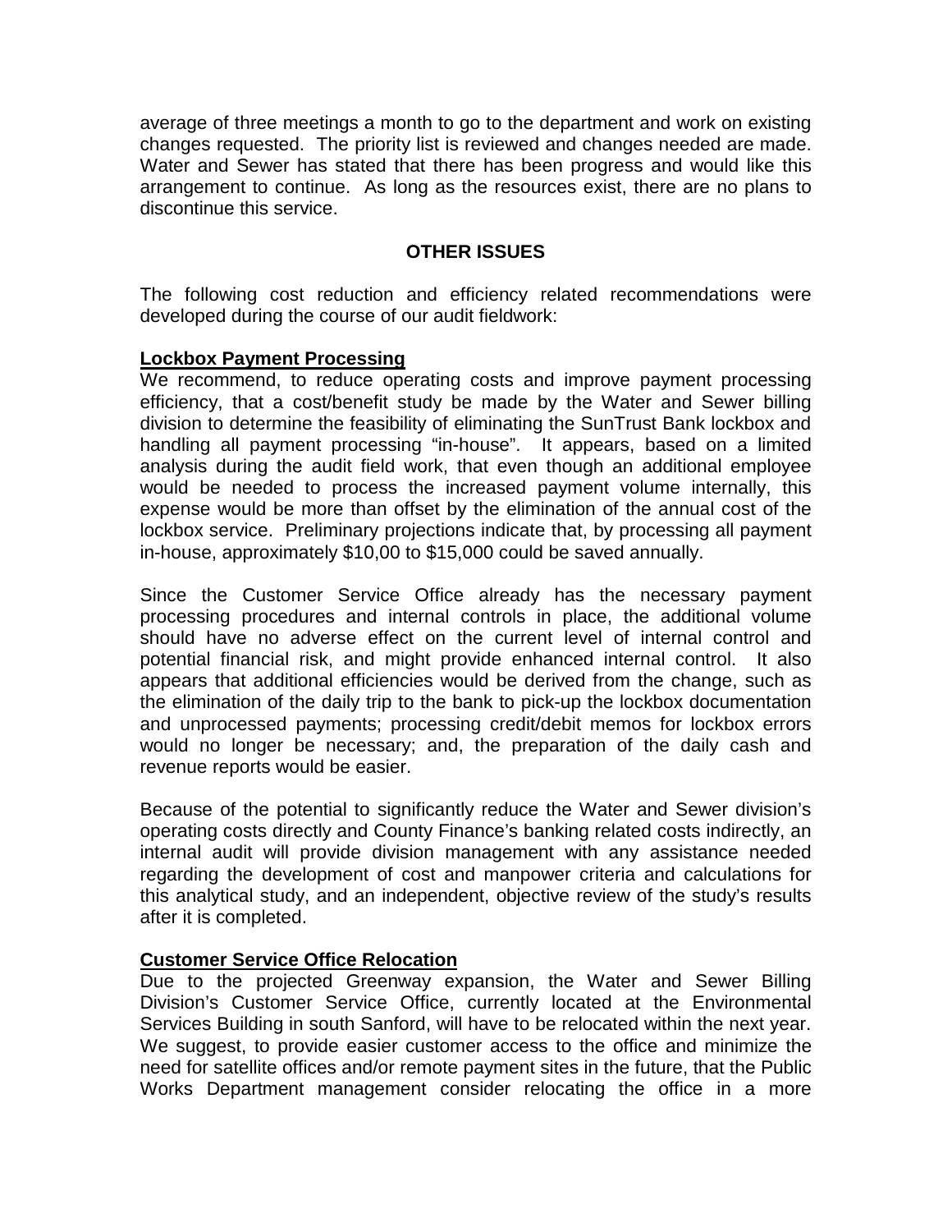average of three meetings a month to go to the department and work on existing changes requested. The priority list is reviewed and changes needed are made. Water and Sewer has stated that there has been progress and would like this arrangement to continue. As long as the resources exist, there are no plans to discontinue this service.

## OTHER ISSUES

The following cost reduction and efficiency related recommendations were developed during the course of our audit fieldwork:

### Lockbox Payment Processing

We recommend, to reduce operating costs and improve payment processing efficiency, that a cost/benefit study be made by the Water and Sewer billing division to determine the feasibility of eliminating the SunTrust Bank lockbox and handling all payment processing "in-house". It appears, based on a limited analysis during the audit field work, that even though an additional employee would be needed to process the increased payment volume internally, this expense would be more than offset by the elimination of the annual cost of the lockbox service. Preliminary projections indicate that, by processing all payment in-house, approximately $10,00 to $15,000 could be saved annually.

Since the Customer Service Office already has the necessary payment processing procedures and internal controls in place, the additional volume should have no adverse effect on the current level of internal control and potential financial risk, and might provide enhanced internal control. It also appears that additional efficiencies would be derived from the change, such as the elimination of the daily trip to the bank to pick-up the lockbox documentation and unprocessed payments; processing credit/debit memos for lockbox errors would no longer be necessary; and, the preparation of the daily cash and revenue reports would be easier.

Because of the potential to significantly reduce the Water and Sewer division's operating costs directly and County Finance's banking related costs indirectly, an internal audit will provide division management with any assistance needed regarding the development of cost and manpower criteria and calculations for this analytical study, and an independent, objective review of the study's results after it is completed.

### Customer Service Office Relocation

Due to the projected Greenway expansion, the Water and Sewer Billing Division's Customer Service Office, currently located at the Environmental Services Building in south Sanford, will have to be relocated within the next year. We suggest, to provide easier customer access to the office and minimize the need for satellite offices and/or remote payment sites in the future, that the Public Works Department management consider relocating the office in a more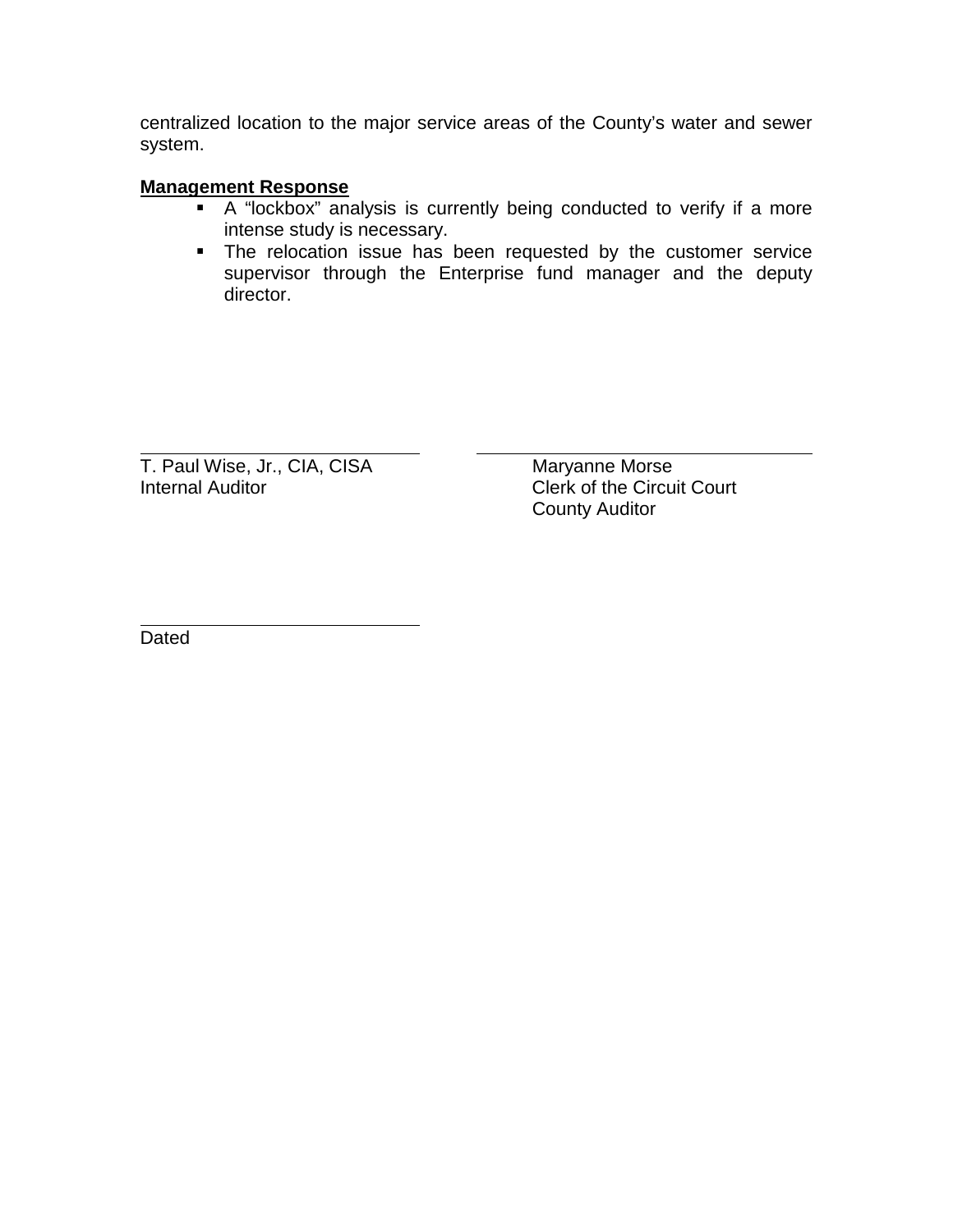centralized location to the major service areas of the County's water and sewer system.

**Management Response**

- A "lockbox" analysis is currently being conducted to verify if a more intense study is necessary.
- The relocation issue has been requested by the customer service supervisor through the Enterprise fund manager and the deputy director.

\_\_\_\_\_\_\_\_\_\_\_\_\_\_\_\_\_\_\_\_\_\_\_\_\_\_\_\_\_\_
T. Paul Wise, Jr., CIA, CISA
Internal Auditor

\_\_\_\_\_\_\_\_\_\_\_\_\_\_\_\_\_\_\_\_\_\_\_\_\_\_\_\_\_\_
Maryanne Morse
Clerk of the Circuit Court
County Auditor

\_\_\_\_\_\_\_\_\_\_\_\_\_\_\_\_\_\_\_\_\_\_\_\_\_\_\_\_\_\_
Dated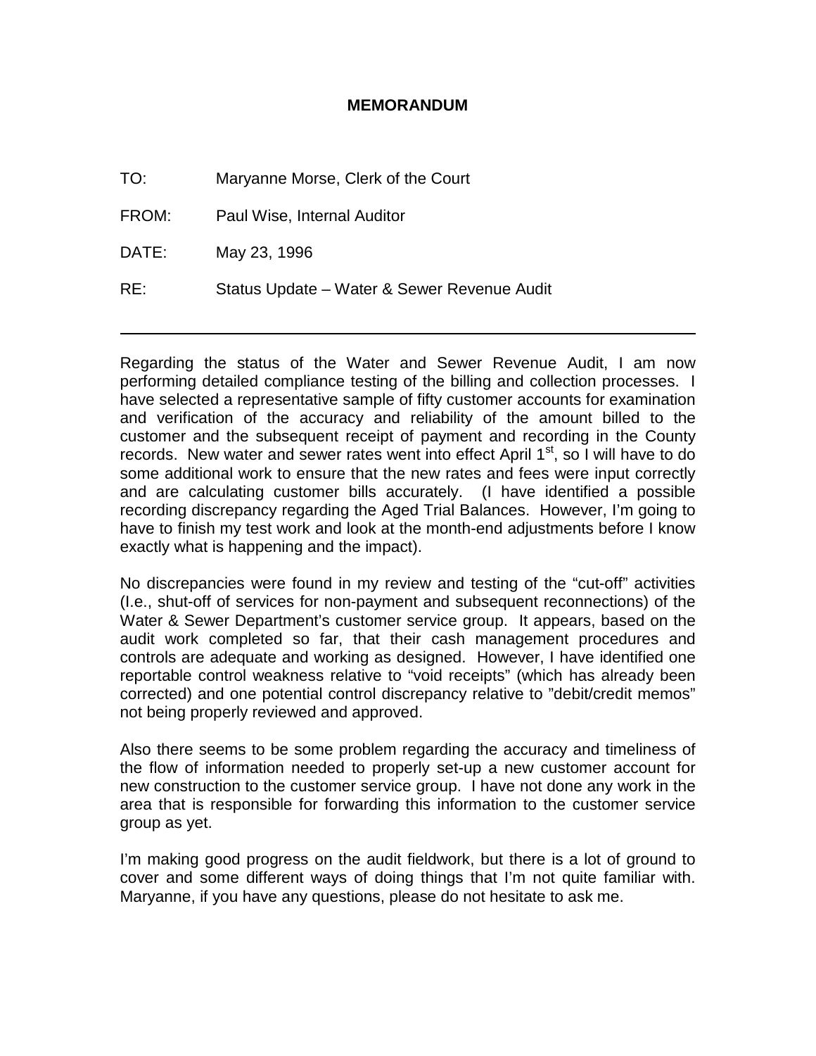# MEMORANDUM

TO: Maryanne Morse, Clerk of the Court

FROM: Paul Wise, Internal Auditor

DATE: May 23, 1996

RE: Status Update – Water & Sewer Revenue Audit

---

Regarding the status of the Water and Sewer Revenue Audit, I am now performing detailed compliance testing of the billing and collection processes. I have selected a representative sample of fifty customer accounts for examination and verification of the accuracy and reliability of the amount billed to the customer and the subsequent receipt of payment and recording in the County records. New water and sewer rates went into effect April 1st, so I will have to do some additional work to ensure that the new rates and fees were input correctly and are calculating customer bills accurately. (I have identified a possible recording discrepancy regarding the Aged Trial Balances. However, I'm going to have to finish my test work and look at the month-end adjustments before I know exactly what is happening and the impact).

No discrepancies were found in my review and testing of the "cut-off" activities (I.e., shut-off of services for non-payment and subsequent reconnections) of the Water & Sewer Department's customer service group. It appears, based on the audit work completed so far, that their cash management procedures and controls are adequate and working as designed. However, I have identified one reportable control weakness relative to "void receipts" (which has already been corrected) and one potential control discrepancy relative to "debit/credit memos" not being properly reviewed and approved.

Also there seems to be some problem regarding the accuracy and timeliness of the flow of information needed to properly set-up a new customer account for new construction to the customer service group. I have not done any work in the area that is responsible for forwarding this information to the customer service group as yet.

I'm making good progress on the audit fieldwork, but there is a lot of ground to cover and some different ways of doing things that I'm not quite familiar with. Maryanne, if you have any questions, please do not hesitate to ask me.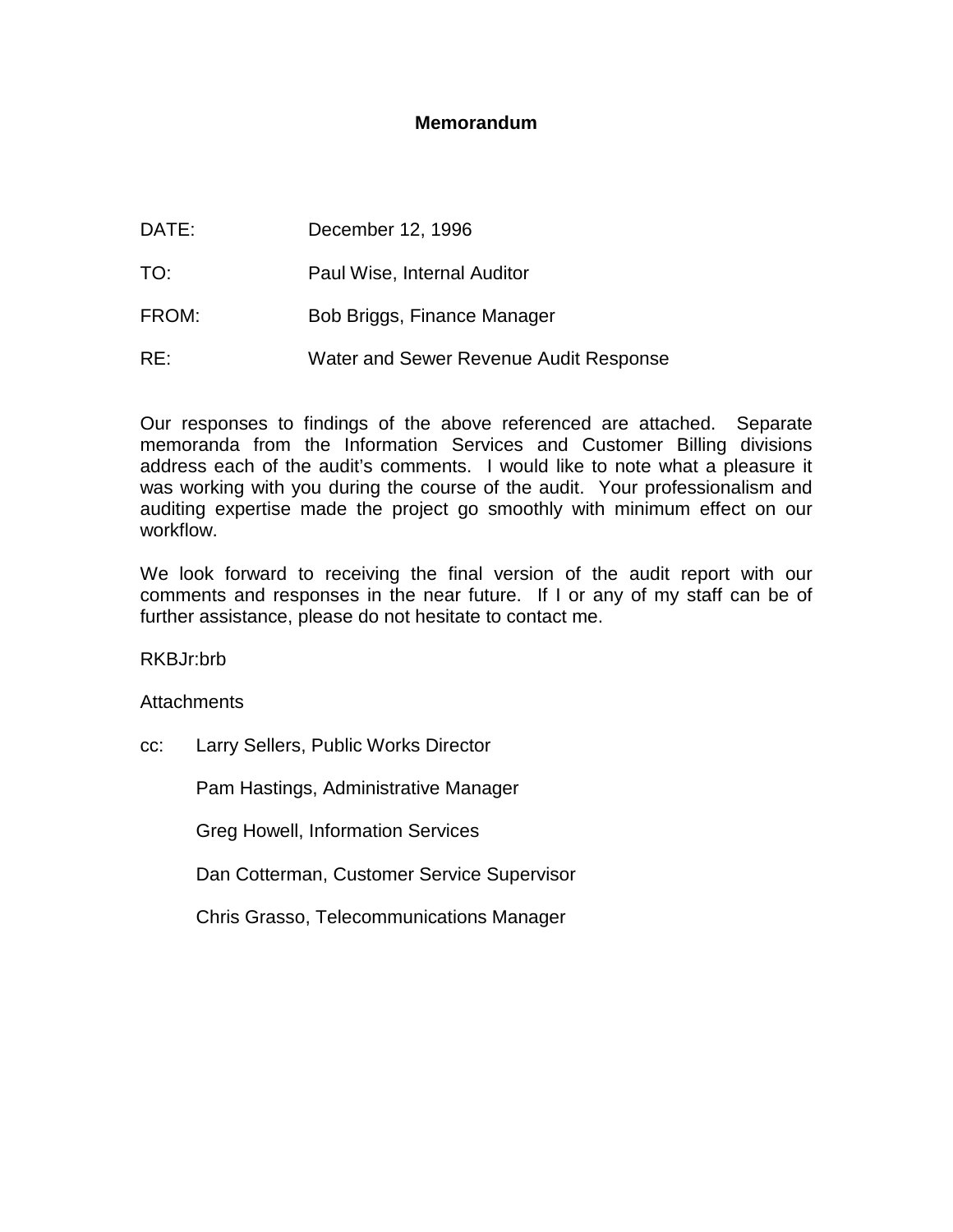# Memorandum

DATE: December 12, 1996

TO: Paul Wise, Internal Auditor

FROM: Bob Briggs, Finance Manager

RE: Water and Sewer Revenue Audit Response

Our responses to findings of the above referenced are attached. Separate memoranda from the Information Services and Customer Billing divisions address each of the audit's comments. I would like to note what a pleasure it was working with you during the course of the audit. Your professionalism and auditing expertise made the project go smoothly with minimum effect on our workflow.

We look forward to receiving the final version of the audit report with our comments and responses in the near future. If I or any of my staff can be of further assistance, please do not hesitate to contact me.

RKBJr:brb

Attachments

cc: Larry Sellers, Public Works Director

Pam Hastings, Administrative Manager

Greg Howell, Information Services

Dan Cotterman, Customer Service Supervisor

Chris Grasso, Telecommunications Manager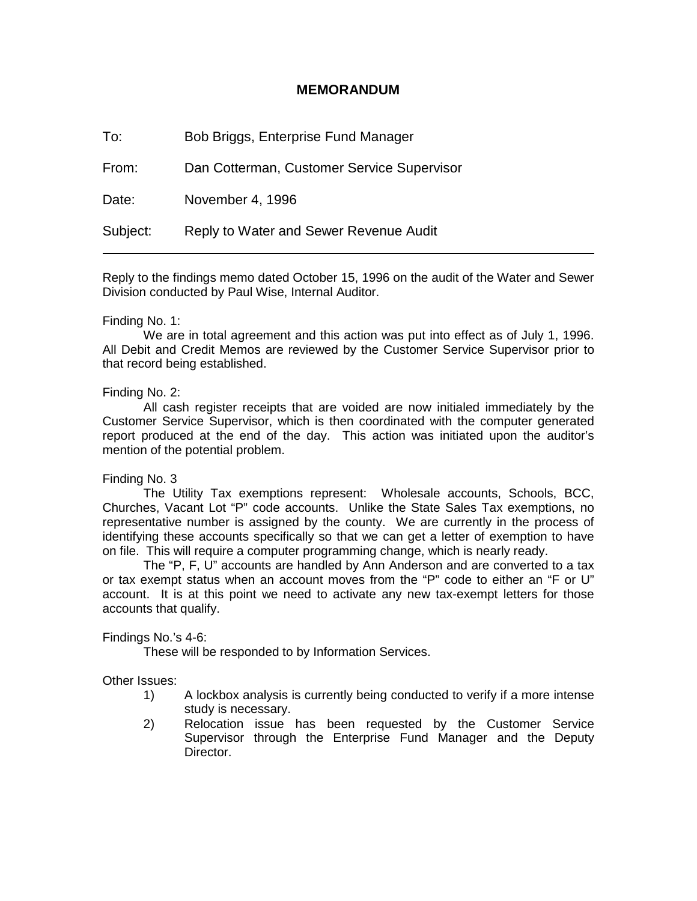# MEMORANDUM

To: Bob Briggs, Enterprise Fund Manager

From: Dan Cotterman, Customer Service Supervisor

Date: November 4, 1996

Subject: Reply to Water and Sewer Revenue Audit

---

Reply to the findings memo dated October 15, 1996 on the audit of the Water and Sewer Division conducted by Paul Wise, Internal Auditor.

Finding No. 1:

We are in total agreement and this action was put into effect as of July 1, 1996. All Debit and Credit Memos are reviewed by the Customer Service Supervisor prior to that record being established.

Finding No. 2:

All cash register receipts that are voided are now initialed immediately by the Customer Service Supervisor, which is then coordinated with the computer generated report produced at the end of the day. This action was initiated upon the auditor's mention of the potential problem.

Finding No. 3

The Utility Tax exemptions represent: Wholesale accounts, Schools, BCC, Churches, Vacant Lot "P" code accounts. Unlike the State Sales Tax exemptions, no representative number is assigned by the county. We are currently in the process of identifying these accounts specifically so that we can get a letter of exemption to have on file. This will require a computer programming change, which is nearly ready.

The "P, F, U" accounts are handled by Ann Anderson and are converted to a tax or tax exempt status when an account moves from the "P" code to either an "F or U" account. It is at this point we need to activate any new tax-exempt letters for those accounts that qualify.

Findings No.'s 4-6:

These will be responded to by Information Services.

Other Issues:

1) A lockbox analysis is currently being conducted to verify if a more intense study is necessary.
2) Relocation issue has been requested by the Customer Service Supervisor through the Enterprise Fund Manager and the Deputy Director.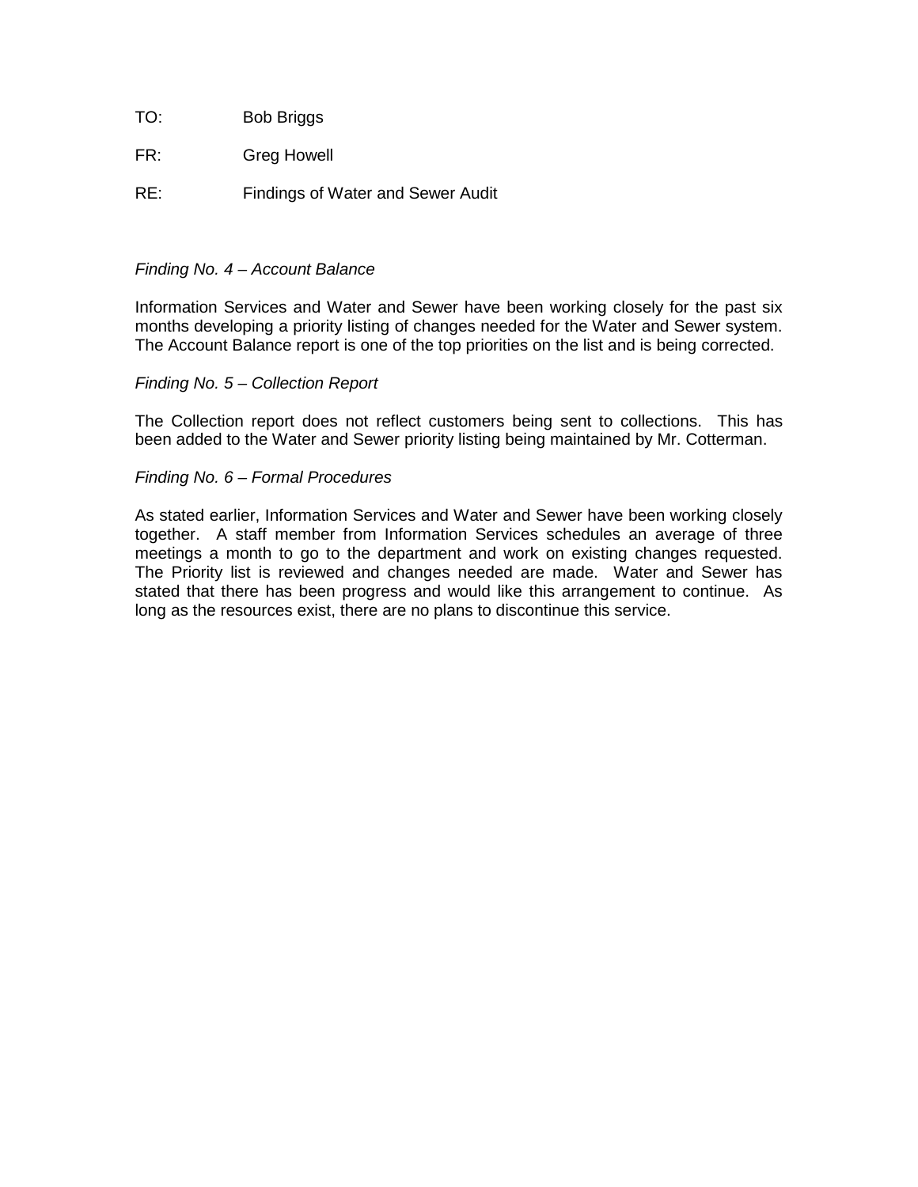TO: Bob Briggs

FR: Greg Howell

RE: Findings of Water and Sewer Audit

*Finding No. 4 – Account Balance*

Information Services and Water and Sewer have been working closely for the past six months developing a priority listing of changes needed for the Water and Sewer system. The Account Balance report is one of the top priorities on the list and is being corrected.

*Finding No. 5 – Collection Report*

The Collection report does not reflect customers being sent to collections. This has been added to the Water and Sewer priority listing being maintained by Mr. Cotterman.

*Finding No. 6 – Formal Procedures*

As stated earlier, Information Services and Water and Sewer have been working closely together. A staff member from Information Services schedules an average of three meetings a month to go to the department and work on existing changes requested. The Priority list is reviewed and changes needed are made. Water and Sewer has stated that there has been progress and would like this arrangement to continue. As long as the resources exist, there are no plans to discontinue this service.